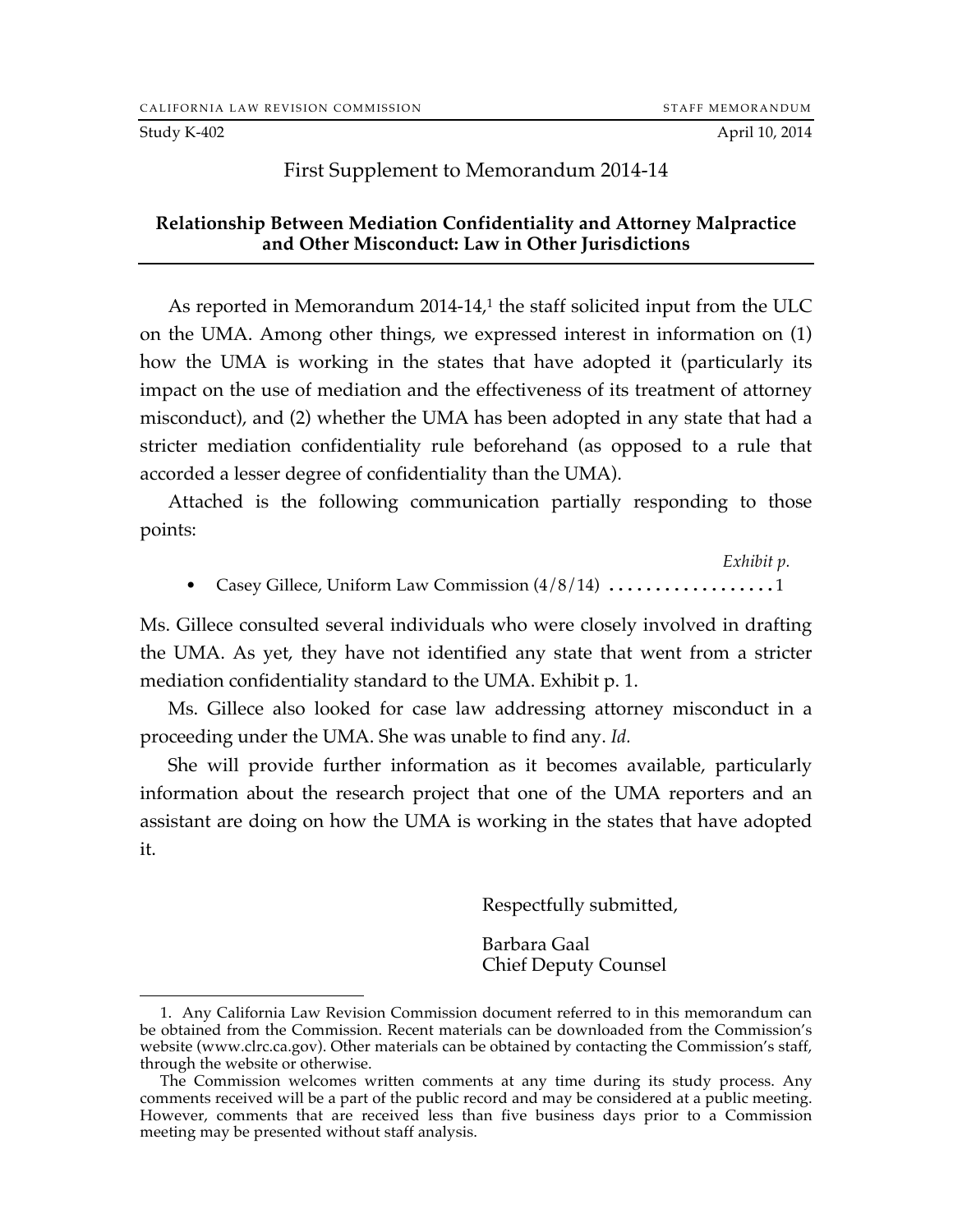CALIFORNIA LAW REVISION COMMISSION STAFF MEMORANDUM

Study K-402 April 10, 2014

# First Supplement to Memorandum 2014-14

## Relationship Between Mediation Confidentiality and Attorney Malpractice and Other Misconduct: Law in Other Jurisdictions

As reported in Memorandum 2014-14,[1] the staff solicited input from the ULC on the UMA. Among other things, we expressed interest in information on (1) how the UMA is working in the states that have adopted it (particularly its impact on the use of mediation and the effectiveness of its treatment of attorney misconduct), and (2) whether the UMA has been adopted in any state that had a stricter mediation confidentiality rule beforehand (as opposed to a rule that accorded a lesser degree of confidentiality than the UMA).

Attached is the following communication partially responding to those points:

*Exhibit p.*

- Casey Gillece, Uniform Law Commission (4/8/14) .................. 1

Ms. Gillece consulted several individuals who were closely involved in drafting the UMA. As yet, they have not identified any state that went from a stricter mediation confidentiality standard to the UMA. Exhibit p. 1.

Ms. Gillece also looked for case law addressing attorney misconduct in a proceeding under the UMA. She was unable to find any. *Id.*

She will provide further information as it becomes available, particularly information about the research project that one of the UMA reporters and an assistant are doing on how the UMA is working in the states that have adopted it.

Respectfully submitted,

Barbara Gaal
Chief Deputy Counsel

---

1. Any California Law Revision Commission document referred to in this memorandum can be obtained from the Commission. Recent materials can be downloaded from the Commission's website (www.clrc.ca.gov). Other materials can be obtained by contacting the Commission's staff, through the website or otherwise.

The Commission welcomes written comments at any time during its study process. Any comments received will be a part of the public record and may be considered at a public meeting. However, comments that are received less than five business days prior to a Commission meeting may be presented without staff analysis.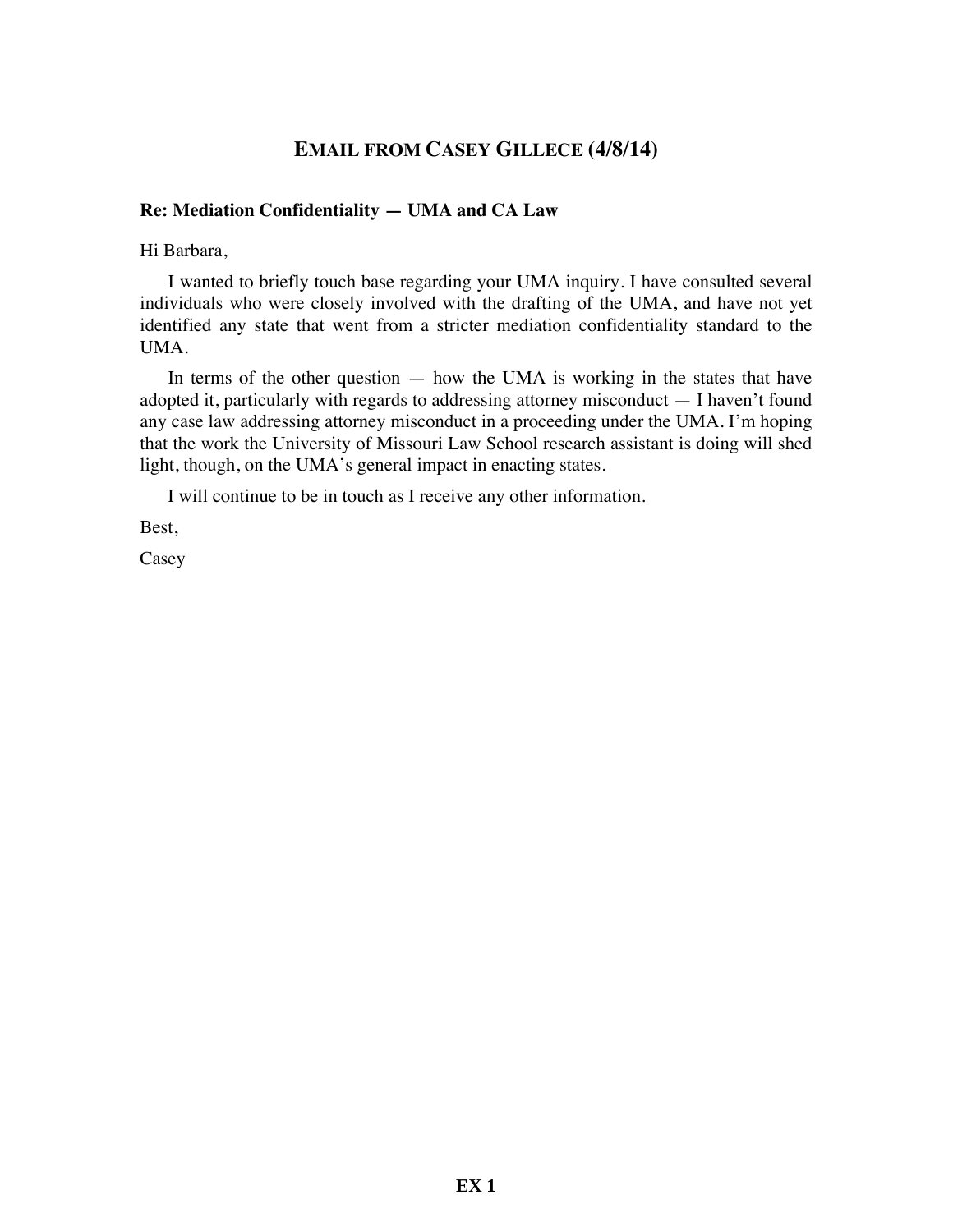## EMAIL FROM CASEY GILLECE (4/8/14)

**Re: Mediation Confidentiality — UMA and CA Law**

Hi Barbara,

I wanted to briefly touch base regarding your UMA inquiry. I have consulted several individuals who were closely involved with the drafting of the UMA, and have not yet identified any state that went from a stricter mediation confidentiality standard to the UMA.

In terms of the other question — how the UMA is working in the states that have adopted it, particularly with regards to addressing attorney misconduct — I haven't found any case law addressing attorney misconduct in a proceeding under the UMA. I'm hoping that the work the University of Missouri Law School research assistant is doing will shed light, though, on the UMA's general impact in enacting states.

I will continue to be in touch as I receive any other information.

Best,

Casey

**EX 1**